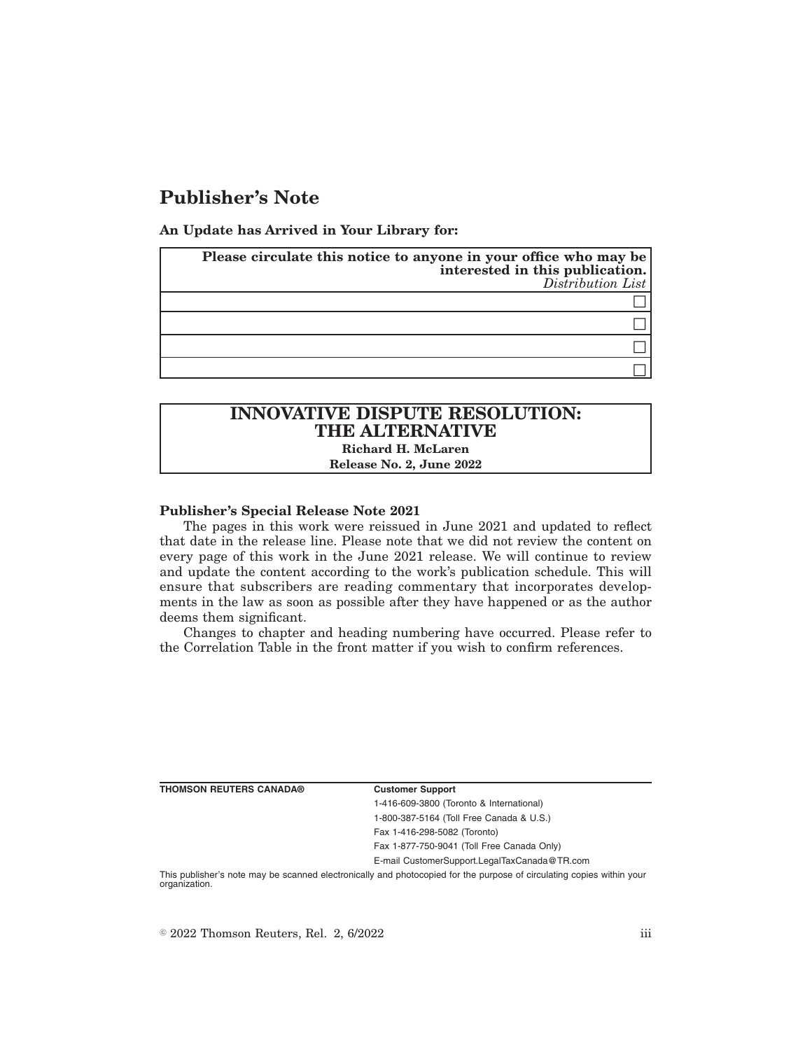# Publisher's Note

**An Update has Arrived in Your Library for:**

| **Please circulate this notice to anyone in your office who may be interested in this publication.** *Distribution List* |
|---|
| ☐ |
| ☐ |
| ☐ |
| ☐ |

## INNOVATIVE DISPUTE RESOLUTION: THE ALTERNATIVE

**Richard H. McLaren**

**Release No. 2, June 2022**

**Publisher's Special Release Note 2021**

The pages in this work were reissued in June 2021 and updated to reflect that date in the release line. Please note that we did not review the content on every page of this work in the June 2021 release. We will continue to review and update the content according to the work's publication schedule. This will ensure that subscribers are reading commentary that incorporates developments in the law as soon as possible after they have happened or as the author deems them significant.

Changes to chapter and heading numbering have occurred. Please refer to the Correlation Table in the front matter if you wish to confirm references.

**THOMSON REUTERS CANADA®**

**Customer Support**

1-416-609-3800 (Toronto & International)

1-800-387-5164 (Toll Free Canada & U.S.)

Fax 1-416-298-5082 (Toronto)

Fax 1-877-750-9041 (Toll Free Canada Only)

E-mail CustomerSupport.LegalTaxCanada@TR.com

This publisher's note may be scanned electronically and photocopied for the purpose of circulating copies within your organization.

© 2022 Thomson Reuters, Rel. 2, 6/2022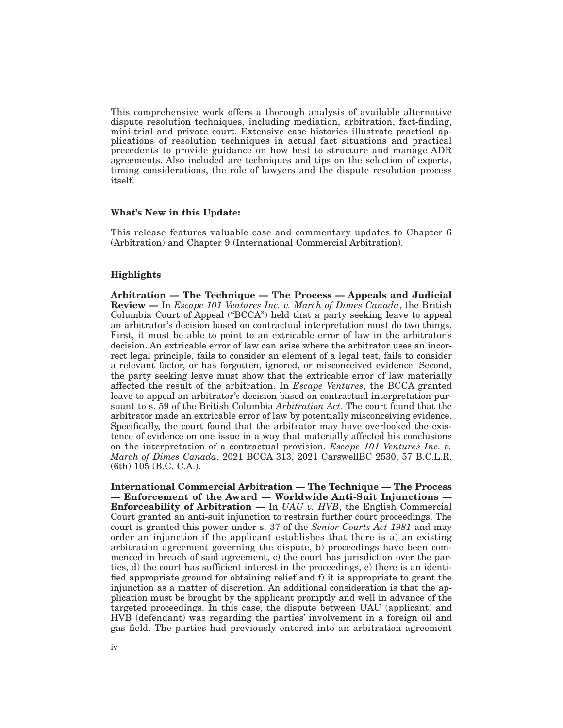This comprehensive work offers a thorough analysis of available alternative dispute resolution techniques, including mediation, arbitration, fact-finding, mini-trial and private court. Extensive case histories illustrate practical applications of resolution techniques in actual fact situations and practical precedents to provide guidance on how best to structure and manage ADR agreements. Also included are techniques and tips on the selection of experts, timing considerations, the role of lawyers and the dispute resolution process itself.

**What's New in this Update:**

This release features valuable case and commentary updates to Chapter 6 (Arbitration) and Chapter 9 (International Commercial Arbitration).

**Highlights**

**Arbitration — The Technique — The Process — Appeals and Judicial Review —** In *Escape 101 Ventures Inc. v. March of Dimes Canada*, the British Columbia Court of Appeal ("BCCA") held that a party seeking leave to appeal an arbitrator's decision based on contractual interpretation must do two things. First, it must be able to point to an extricable error of law in the arbitrator's decision. An extricable error of law can arise where the arbitrator uses an incorrect legal principle, fails to consider an element of a legal test, fails to consider a relevant factor, or has forgotten, ignored, or misconceived evidence. Second, the party seeking leave must show that the extricable error of law materially affected the result of the arbitration. In *Escape Ventures*, the BCCA granted leave to appeal an arbitrator's decision based on contractual interpretation pursuant to s. 59 of the British Columbia *Arbitration Act*. The court found that the arbitrator made an extricable error of law by potentially misconceiving evidence. Specifically, the court found that the arbitrator may have overlooked the existence of evidence on one issue in a way that materially affected his conclusions on the interpretation of a contractual provision. *Escape 101 Ventures Inc. v. March of Dimes Canada*, 2021 BCCA 313, 2021 CarswellBC 2530, 57 B.C.L.R. (6th) 105 (B.C. C.A.).

**International Commercial Arbitration — The Technique — The Process — Enforcement of the Award — Worldwide Anti-Suit Injunctions — Enforceability of Arbitration —** In *UAU v. HVB*, the English Commercial Court granted an anti-suit injunction to restrain further court proceedings. The court is granted this power under s. 37 of the *Senior Courts Act 1981* and may order an injunction if the applicant establishes that there is a) an existing arbitration agreement governing the dispute, b) proceedings have been commenced in breach of said agreement, c) the court has jurisdiction over the parties, d) the court has sufficient interest in the proceedings, e) there is an identified appropriate ground for obtaining relief and f) it is appropriate to grant the injunction as a matter of discretion. An additional consideration is that the application must be brought by the applicant promptly and well in advance of the targeted proceedings. In this case, the dispute between UAU (applicant) and HVB (defendant) was regarding the parties' involvement in a foreign oil and gas field. The parties had previously entered into an arbitration agreement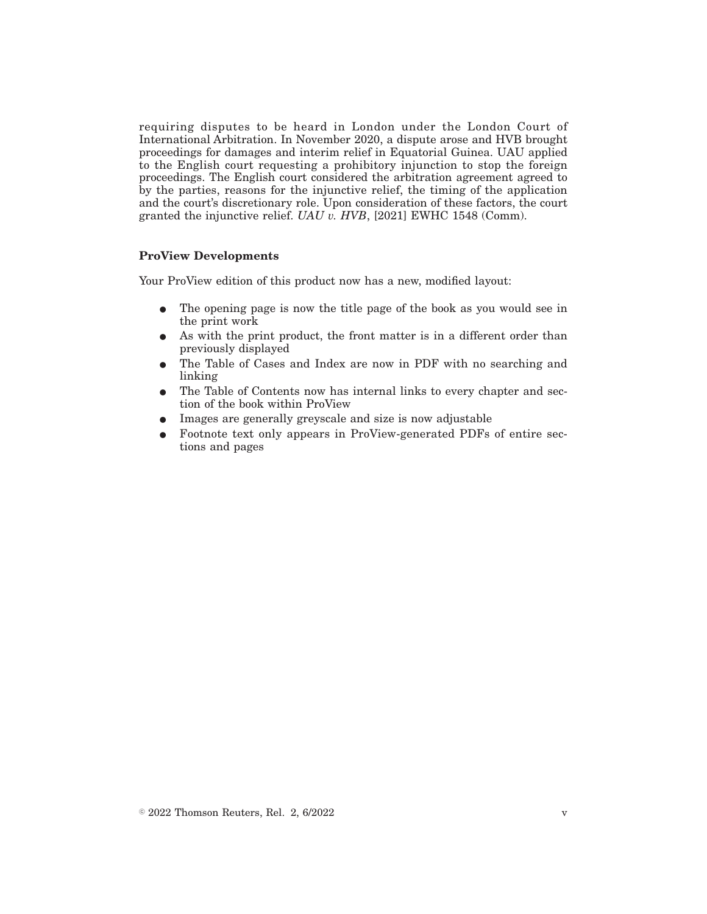requiring disputes to be heard in London under the London Court of International Arbitration. In November 2020, a dispute arose and HVB brought proceedings for damages and interim relief in Equatorial Guinea. UAU applied to the English court requesting a prohibitory injunction to stop the foreign proceedings. The English court considered the arbitration agreement agreed to by the parties, reasons for the injunctive relief, the timing of the application and the court's discretionary role. Upon consideration of these factors, the court granted the injunctive relief. *UAU v. HVB*, [2021] EWHC 1548 (Comm).

**ProView Developments**

Your ProView edition of this product now has a new, modified layout:

- The opening page is now the title page of the book as you would see in the print work
- As with the print product, the front matter is in a different order than previously displayed
- The Table of Cases and Index are now in PDF with no searching and linking
- The Table of Contents now has internal links to every chapter and section of the book within ProView
- Images are generally greyscale and size is now adjustable
- Footnote text only appears in ProView-generated PDFs of entire sections and pages